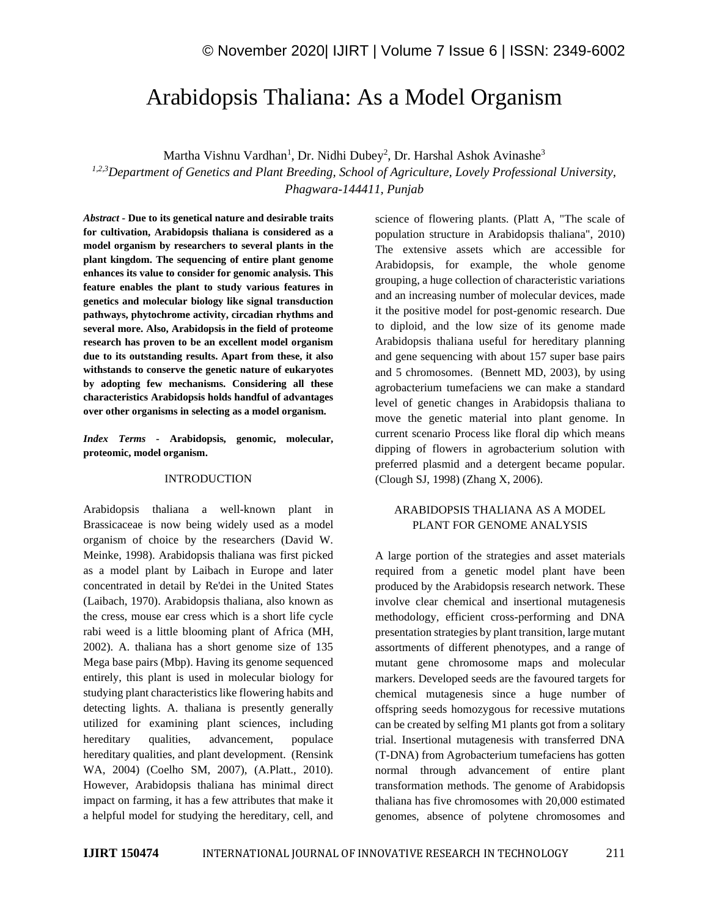# Arabidopsis Thaliana: As a Model Organism

Martha Vishnu Vardhan[1], Dr. Nidhi Dubey[2], Dr. Harshal Ashok Avinashe[3]

*[1,2,3]Department of Genetics and Plant Breeding, School of Agriculture, Lovely Professional University, Phagwara-144411, Punjab*

***Abstract* - Due to its genetical nature and desirable traits for cultivation, Arabidopsis thaliana is considered as a model organism by researchers to several plants in the plant kingdom. The sequencing of entire plant genome enhances its value to consider for genomic analysis. This feature enables the plant to study various features in genetics and molecular biology like signal transduction pathways, phytochrome activity, circadian rhythms and several more. Also, Arabidopsis in the field of proteome research has proven to be an excellent model organism due to its outstanding results. Apart from these, it also withstands to conserve the genetic nature of eukaryotes by adopting few mechanisms. Considering all these characteristics Arabidopsis holds handful of advantages over other organisms in selecting as a model organism.**

***Index Terms* - Arabidopsis, genomic, molecular, proteomic, model organism.**

## INTRODUCTION

Arabidopsis thaliana a well-known plant in Brassicaceae is now being widely used as a model organism of choice by the researchers (David W. Meinke, 1998). Arabidopsis thaliana was first picked as a model plant by Laibach in Europe and later concentrated in detail by Re'dei in the United States (Laibach, 1970). Arabidopsis thaliana, also known as the cress, mouse ear cress which is a short life cycle rabi weed is a little blooming plant of Africa (MH, 2002). A. thaliana has a short genome size of 135 Mega base pairs (Mbp). Having its genome sequenced entirely, this plant is used in molecular biology for studying plant characteristics like flowering habits and detecting lights. A. thaliana is presently generally utilized for examining plant sciences, including hereditary qualities, advancement, populace hereditary qualities, and plant development. (Rensink WA, 2004) (Coelho SM, 2007), (A.Platt., 2010). However, Arabidopsis thaliana has minimal direct impact on farming, it has a few attributes that make it a helpful model for studying the hereditary, cell, and science of flowering plants. (Platt A, "The scale of population structure in Arabidopsis thaliana", 2010) The extensive assets which are accessible for Arabidopsis, for example, the whole genome grouping, a huge collection of characteristic variations and an increasing number of molecular devices, made it the positive model for post-genomic research. Due to diploid, and the low size of its genome made Arabidopsis thaliana useful for hereditary planning and gene sequencing with about 157 super base pairs and 5 chromosomes. (Bennett MD, 2003), by using agrobacterium tumefaciens we can make a standard level of genetic changes in Arabidopsis thaliana to move the genetic material into plant genome. In current scenario Process like floral dip which means dipping of flowers in agrobacterium solution with preferred plasmid and a detergent became popular. (Clough SJ, 1998) (Zhang X, 2006).

## ARABIDOPSIS THALIANA AS A MODEL PLANT FOR GENOME ANALYSIS

A large portion of the strategies and asset materials required from a genetic model plant have been produced by the Arabidopsis research network. These involve clear chemical and insertional mutagenesis methodology, efficient cross-performing and DNA presentation strategies by plant transition, large mutant assortments of different phenotypes, and a range of mutant gene chromosome maps and molecular markers. Developed seeds are the favoured targets for chemical mutagenesis since a huge number of offspring seeds homozygous for recessive mutations can be created by selfing M1 plants got from a solitary trial. Insertional mutagenesis with transferred DNA (T-DNA) from Agrobacterium tumefaciens has gotten normal through advancement of entire plant transformation methods. The genome of Arabidopsis thaliana has five chromosomes with 20,000 estimated genomes, absence of polytene chromosomes and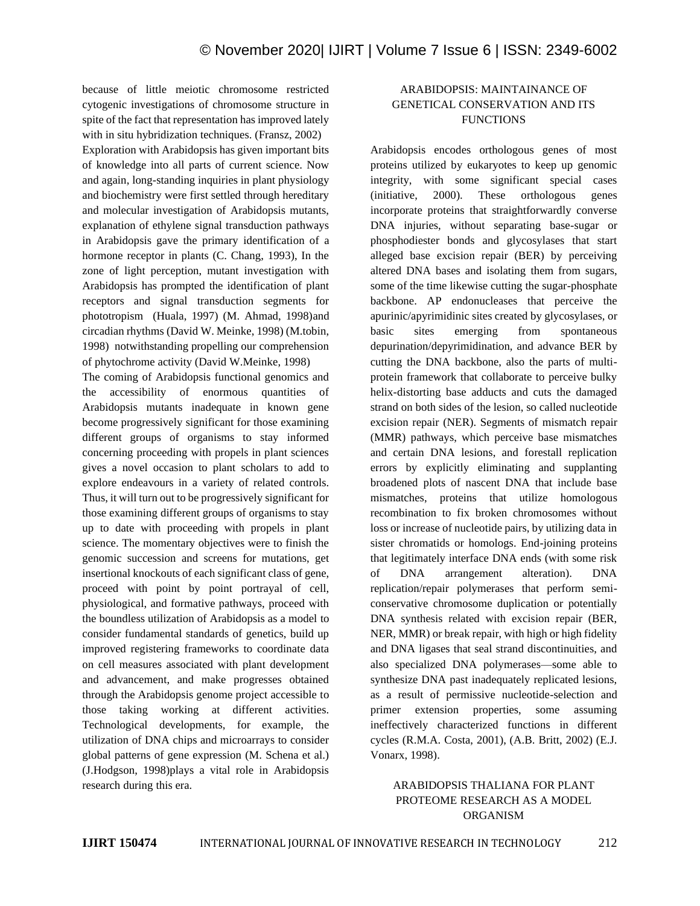because of little meiotic chromosome restricted cytogenic investigations of chromosome structure in spite of the fact that representation has improved lately with in situ hybridization techniques. (Fransz, 2002)

Exploration with Arabidopsis has given important bits of knowledge into all parts of current science. Now and again, long-standing inquiries in plant physiology and biochemistry were first settled through hereditary and molecular investigation of Arabidopsis mutants, explanation of ethylene signal transduction pathways in Arabidopsis gave the primary identification of a hormone receptor in plants (C. Chang, 1993), In the zone of light perception, mutant investigation with Arabidopsis has prompted the identification of plant receptors and signal transduction segments for phototropism (Huala, 1997) (M. Ahmad, 1998)and circadian rhythms (David W. Meinke, 1998) (M.tobin, 1998) notwithstanding propelling our comprehension of phytochrome activity (David W.Meinke, 1998)

The coming of Arabidopsis functional genomics and the accessibility of enormous quantities of Arabidopsis mutants inadequate in known gene become progressively significant for those examining different groups of organisms to stay informed concerning proceeding with propels in plant sciences gives a novel occasion to plant scholars to add to explore endeavours in a variety of related controls. Thus, it will turn out to be progressively significant for those examining different groups of organisms to stay up to date with proceeding with propels in plant science. The momentary objectives were to finish the genomic succession and screens for mutations, get insertional knockouts of each significant class of gene, proceed with point by point portrayal of cell, physiological, and formative pathways, proceed with the boundless utilization of Arabidopsis as a model to consider fundamental standards of genetics, build up improved registering frameworks to coordinate data on cell measures associated with plant development and advancement, and make progresses obtained through the Arabidopsis genome project accessible to those taking working at different activities. Technological developments, for example, the utilization of DNA chips and microarrays to consider global patterns of gene expression (M. Schena et al.) (J.Hodgson, 1998)plays a vital role in Arabidopsis research during this era.

## ARABIDOPSIS: MAINTAINANCE OF GENETICAL CONSERVATION AND ITS FUNCTIONS

Arabidopsis encodes orthologous genes of most proteins utilized by eukaryotes to keep up genomic integrity, with some significant special cases (initiative, 2000). These orthologous genes incorporate proteins that straightforwardly converse DNA injuries, without separating base-sugar or phosphodiester bonds and glycosylases that start alleged base excision repair (BER) by perceiving altered DNA bases and isolating them from sugars, some of the time likewise cutting the sugar-phosphate backbone. AP endonucleases that perceive the apurinic/apyrimidinic sites created by glycosylases, or basic sites emerging from spontaneous depurination/depyrimidination, and advance BER by cutting the DNA backbone, also the parts of multi-protein framework that collaborate to perceive bulky helix-distorting base adducts and cuts the damaged strand on both sides of the lesion, so called nucleotide excision repair (NER). Segments of mismatch repair (MMR) pathways, which perceive base mismatches and certain DNA lesions, and forestall replication errors by explicitly eliminating and supplanting broadened plots of nascent DNA that include base mismatches, proteins that utilize homologous recombination to fix broken chromosomes without loss or increase of nucleotide pairs, by utilizing data in sister chromatids or homologs. End-joining proteins that legitimately interface DNA ends (with some risk of DNA arrangement alteration). DNA replication/repair polymerases that perform semi-conservative chromosome duplication or potentially DNA synthesis related with excision repair (BER, NER, MMR) or break repair, with high or high fidelity and DNA ligases that seal strand discontinuities, and also specialized DNA polymerases—some able to synthesize DNA past inadequately replicated lesions, as a result of permissive nucleotide-selection and primer extension properties, some assuming ineffectively characterized functions in different cycles (R.M.A. Costa, 2001), (A.B. Britt, 2002) (E.J. Vonarx, 1998).

## ARABIDOPSIS THALIANA FOR PLANT PROTEOME RESEARCH AS A MODEL ORGANISM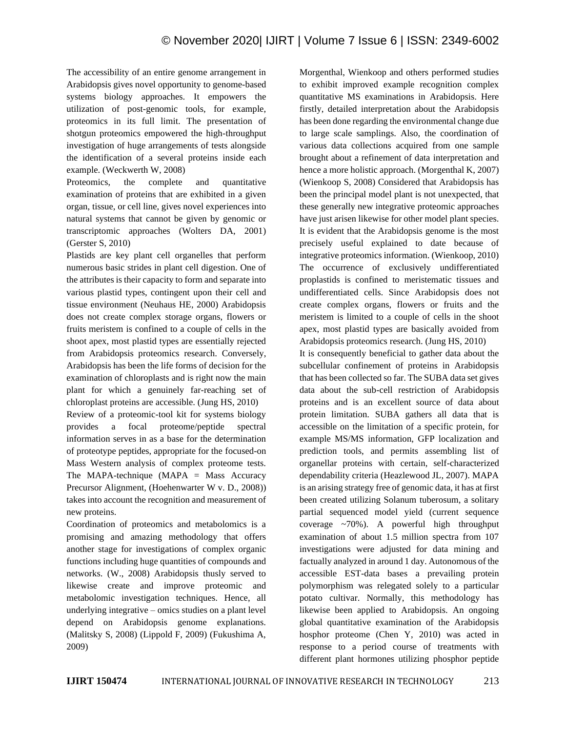The accessibility of an entire genome arrangement in Arabidopsis gives novel opportunity to genome-based systems biology approaches. It empowers the utilization of post-genomic tools, for example, proteomics in its full limit. The presentation of shotgun proteomics empowered the high-throughput investigation of huge arrangements of tests alongside the identification of a several proteins inside each example. (Weckwerth W, 2008)

Proteomics, the complete and quantitative examination of proteins that are exhibited in a given organ, tissue, or cell line, gives novel experiences into natural systems that cannot be given by genomic or transcriptomic approaches (Wolters DA, 2001) (Gerster S, 2010)

Plastids are key plant cell organelles that perform numerous basic strides in plant cell digestion. One of the attributes is their capacity to form and separate into various plastid types, contingent upon their cell and tissue environment (Neuhaus HE, 2000) Arabidopsis does not create complex storage organs, flowers or fruits meristem is confined to a couple of cells in the shoot apex, most plastid types are essentially rejected from Arabidopsis proteomics research. Conversely, Arabidopsis has been the life forms of decision for the examination of chloroplasts and is right now the main plant for which a genuinely far-reaching set of chloroplast proteins are accessible. (Jung HS, 2010)

Review of a proteomic-tool kit for systems biology provides a focal proteome/peptide spectral information serves in as a base for the determination of proteotype peptides, appropriate for the focused-on Mass Western analysis of complex proteome tests. The MAPA-technique (MAPA = Mass Accuracy Precursor Alignment, (Hoehenwarter W v. D., 2008)) takes into account the recognition and measurement of new proteins.

Coordination of proteomics and metabolomics is a promising and amazing methodology that offers another stage for investigations of complex organic functions including huge quantities of compounds and networks. (W., 2008) Arabidopsis thusly served to likewise create and improve proteomic and metabolomic investigation techniques. Hence, all underlying integrative – omics studies on a plant level depend on Arabidopsis genome explanations. (Malitsky S, 2008) (Lippold F, 2009) (Fukushima A, 2009)

Morgenthal, Wienkoop and others performed studies to exhibit improved example recognition complex quantitative MS examinations in Arabidopsis. Here firstly, detailed interpretation about the Arabidopsis has been done regarding the environmental change due to large scale samplings. Also, the coordination of various data collections acquired from one sample brought about a refinement of data interpretation and hence a more holistic approach. (Morgenthal K, 2007) (Wienkoop S, 2008) Considered that Arabidopsis has been the principal model plant is not unexpected, that these generally new integrative proteomic approaches have just arisen likewise for other model plant species. It is evident that the Arabidopsis genome is the most precisely useful explained to date because of integrative proteomics information. (Wienkoop, 2010)

The occurrence of exclusively undifferentiated proplastids is confined to meristematic tissues and undifferentiated cells. Since Arabidopsis does not create complex organs, flowers or fruits and the meristem is limited to a couple of cells in the shoot apex, most plastid types are basically avoided from Arabidopsis proteomics research. (Jung HS, 2010)

It is consequently beneficial to gather data about the subcellular confinement of proteins in Arabidopsis that has been collected so far. The SUBA data set gives data about the sub-cell restriction of Arabidopsis proteins and is an excellent source of data about protein limitation. SUBA gathers all data that is accessible on the limitation of a specific protein, for example MS/MS information, GFP localization and prediction tools, and permits assembling list of organellar proteins with certain, self-characterized dependability criteria (Heazlewood JL, 2007). MAPA is an arising strategy free of genomic data, it has at first been created utilizing Solanum tuberosum, a solitary partial sequenced model yield (current sequence coverage ~70%). A powerful high throughput examination of about 1.5 million spectra from 107 investigations were adjusted for data mining and factually analyzed in around 1 day. Autonomous of the accessible EST-data bases a prevailing protein polymorphism was relegated solely to a particular potato cultivar. Normally, this methodology has likewise been applied to Arabidopsis. An ongoing global quantitative examination of the Arabidopsis hosphor proteome (Chen Y, 2010) was acted in response to a period course of treatments with different plant hormones utilizing phosphor peptide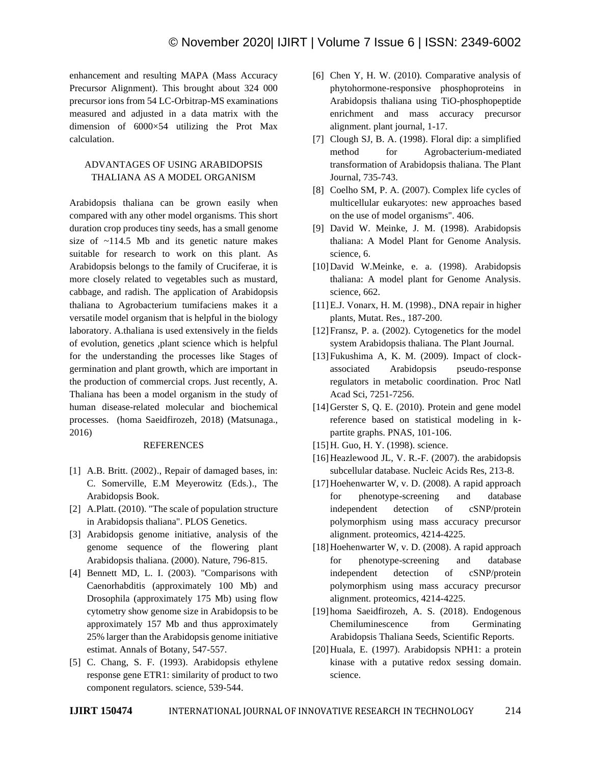enhancement and resulting MAPA (Mass Accuracy Precursor Alignment). This brought about 324 000 precursor ions from 54 LC-Orbitrap-MS examinations measured and adjusted in a data matrix with the dimension of 6000×54 utilizing the Prot Max calculation.

## ADVANTAGES OF USING ARABIDOPSIS THALIANA AS A MODEL ORGANISM

Arabidopsis thaliana can be grown easily when compared with any other model organisms. This short duration crop produces tiny seeds, has a small genome size of ~114.5 Mb and its genetic nature makes suitable for research to work on this plant. As Arabidopsis belongs to the family of Cruciferae, it is more closely related to vegetables such as mustard, cabbage, and radish. The application of Arabidopsis thaliana to Agrobacterium tumifaciens makes it a versatile model organism that is helpful in the biology laboratory. A.thaliana is used extensively in the fields of evolution, genetics ,plant science which is helpful for the understanding the processes like Stages of germination and plant growth, which are important in the production of commercial crops. Just recently, A. Thaliana has been a model organism in the study of human disease-related molecular and biochemical processes. (homa Saeidfirozeh, 2018) (Matsunaga., 2016)

## REFERENCES

[1] A.B. Britt. (2002)., Repair of damaged bases, in: C. Somerville, E.M Meyerowitz (Eds.)., The Arabidopsis Book.

[2] A.Platt. (2010). "The scale of population structure in Arabidopsis thaliana". PLOS Genetics.

[3] Arabidopsis genome initiative, analysis of the genome sequence of the flowering plant Arabidopsis thaliana. (2000). Nature, 796-815.

[4] Bennett MD, L. I. (2003). "Comparisons with Caenorhabditis (approximately 100 Mb) and Drosophila (approximately 175 Mb) using flow cytometry show genome size in Arabidopsis to be approximately 157 Mb and thus approximately 25% larger than the Arabidopsis genome initiative estimat. Annals of Botany, 547-557.

[5] C. Chang, S. F. (1993). Arabidopsis ethylene response gene ETR1: similarity of product to two component regulators. science, 539-544.

[6] Chen Y, H. W. (2010). Comparative analysis of phytohormone-responsive phosphoproteins in Arabidopsis thaliana using TiO-phosphopeptide enrichment and mass accuracy precursor alignment. plant journal, 1-17.

[7] Clough SJ, B. A. (1998). Floral dip: a simplified method for Agrobacterium-mediated transformation of Arabidopsis thaliana. The Plant Journal, 735-743.

[8] Coelho SM, P. A. (2007). Complex life cycles of multicellular eukaryotes: new approaches based on the use of model organisms". 406.

[9] David W. Meinke, J. M. (1998). Arabidopsis thaliana: A Model Plant for Genome Analysis. science, 6.

[10] David W.Meinke, e. a. (1998). Arabidopsis thaliana: A model plant for Genome Analysis. science, 662.

[11] E.J. Vonarx, H. M. (1998)., DNA repair in higher plants, Mutat. Res., 187-200.

[12] Fransz, P. a. (2002). Cytogenetics for the model system Arabidopsis thaliana. The Plant Journal.

[13] Fukushima A, K. M. (2009). Impact of clock-associated Arabidopsis pseudo-response regulators in metabolic coordination. Proc Natl Acad Sci, 7251-7256.

[14] Gerster S, Q. E. (2010). Protein and gene model reference based on statistical modeling in k-partite graphs. PNAS, 101-106.

[15] H. Guo, H. Y. (1998). science.

[16] Heazlewood JL, V. R.-F. (2007). the arabidopsis subcellular database. Nucleic Acids Res, 213-8.

[17] Hoehenwarter W, v. D. (2008). A rapid approach for phenotype-screening and database independent detection of cSNP/protein polymorphism using mass accuracy precursor alignment. proteomics, 4214-4225.

[18] Hoehenwarter W, v. D. (2008). A rapid approach for phenotype-screening and database independent detection of cSNP/protein polymorphism using mass accuracy precursor alignment. proteomics, 4214-4225.

[19] homa Saeidfirozeh, A. S. (2018). Endogenous Chemiluminescence from Germinating Arabidopsis Thaliana Seeds, Scientific Reports.

[20] Huala, E. (1997). Arabidopsis NPH1: a protein kinase with a putative redox sessing domain. science.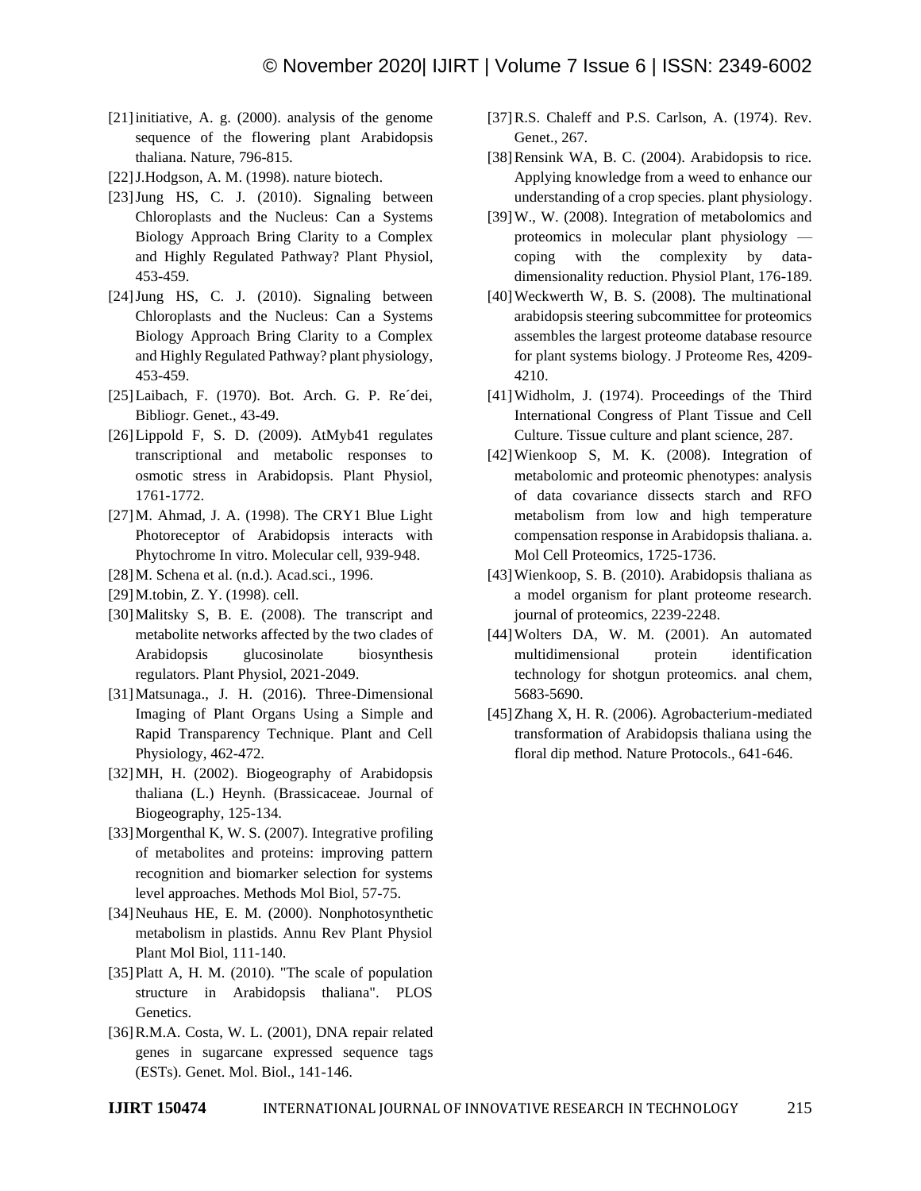[21] initiative, A. g. (2000). analysis of the genome sequence of the flowering plant Arabidopsis thaliana. Nature, 796-815.

[22] J.Hodgson, A. M. (1998). nature biotech.

[23] Jung HS, C. J. (2010). Signaling between Chloroplasts and the Nucleus: Can a Systems Biology Approach Bring Clarity to a Complex and Highly Regulated Pathway? Plant Physiol, 453-459.

[24] Jung HS, C. J. (2010). Signaling between Chloroplasts and the Nucleus: Can a Systems Biology Approach Bring Clarity to a Complex and Highly Regulated Pathway? plant physiology, 453-459.

[25] Laibach, F. (1970). Bot. Arch. G. P. Re´dei, Bibliogr. Genet., 43-49.

[26] Lippold F, S. D. (2009). AtMyb41 regulates transcriptional and metabolic responses to osmotic stress in Arabidopsis. Plant Physiol, 1761-1772.

[27] M. Ahmad, J. A. (1998). The CRY1 Blue Light Photoreceptor of Arabidopsis interacts with Phytochrome In vitro. Molecular cell, 939-948.

[28] M. Schena et al. (n.d.). Acad.sci., 1996.

[29] M.tobin, Z. Y. (1998). cell.

[30] Malitsky S, B. E. (2008). The transcript and metabolite networks affected by the two clades of Arabidopsis glucosinolate biosynthesis regulators. Plant Physiol, 2021-2049.

[31] Matsunaga., J. H. (2016). Three-Dimensional Imaging of Plant Organs Using a Simple and Rapid Transparency Technique. Plant and Cell Physiology, 462-472.

[32] MH, H. (2002). Biogeography of Arabidopsis thaliana (L.) Heynh. (Brassicaceae. Journal of Biogeography, 125-134.

[33] Morgenthal K, W. S. (2007). Integrative profiling of metabolites and proteins: improving pattern recognition and biomarker selection for systems level approaches. Methods Mol Biol, 57-75.

[34] Neuhaus HE, E. M. (2000). Nonphotosynthetic metabolism in plastids. Annu Rev Plant Physiol Plant Mol Biol, 111-140.

[35] Platt A, H. M. (2010). "The scale of population structure in Arabidopsis thaliana". PLOS Genetics.

[36] R.M.A. Costa, W. L. (2001), DNA repair related genes in sugarcane expressed sequence tags (ESTs). Genet. Mol. Biol., 141-146.

[37] R.S. Chaleff and P.S. Carlson, A. (1974). Rev. Genet., 267.

[38] Rensink WA, B. C. (2004). Arabidopsis to rice. Applying knowledge from a weed to enhance our understanding of a crop species. plant physiology.

[39] W., W. (2008). Integration of metabolomics and proteomics in molecular plant physiology — coping with the complexity by data-dimensionality reduction. Physiol Plant, 176-189.

[40] Weckwerth W, B. S. (2008). The multinational arabidopsis steering subcommittee for proteomics assembles the largest proteome database resource for plant systems biology. J Proteome Res, 4209-4210.

[41] Widholm, J. (1974). Proceedings of the Third International Congress of Plant Tissue and Cell Culture. Tissue culture and plant science, 287.

[42] Wienkoop S, M. K. (2008). Integration of metabolomic and proteomic phenotypes: analysis of data covariance dissects starch and RFO metabolism from low and high temperature compensation response in Arabidopsis thaliana. a. Mol Cell Proteomics, 1725-1736.

[43] Wienkoop, S. B. (2010). Arabidopsis thaliana as a model organism for plant proteome research. journal of proteomics, 2239-2248.

[44] Wolters DA, W. M. (2001). An automated multidimensional protein identification technology for shotgun proteomics. anal chem, 5683-5690.

[45] Zhang X, H. R. (2006). Agrobacterium-mediated transformation of Arabidopsis thaliana using the floral dip method. Nature Protocols., 641-646.